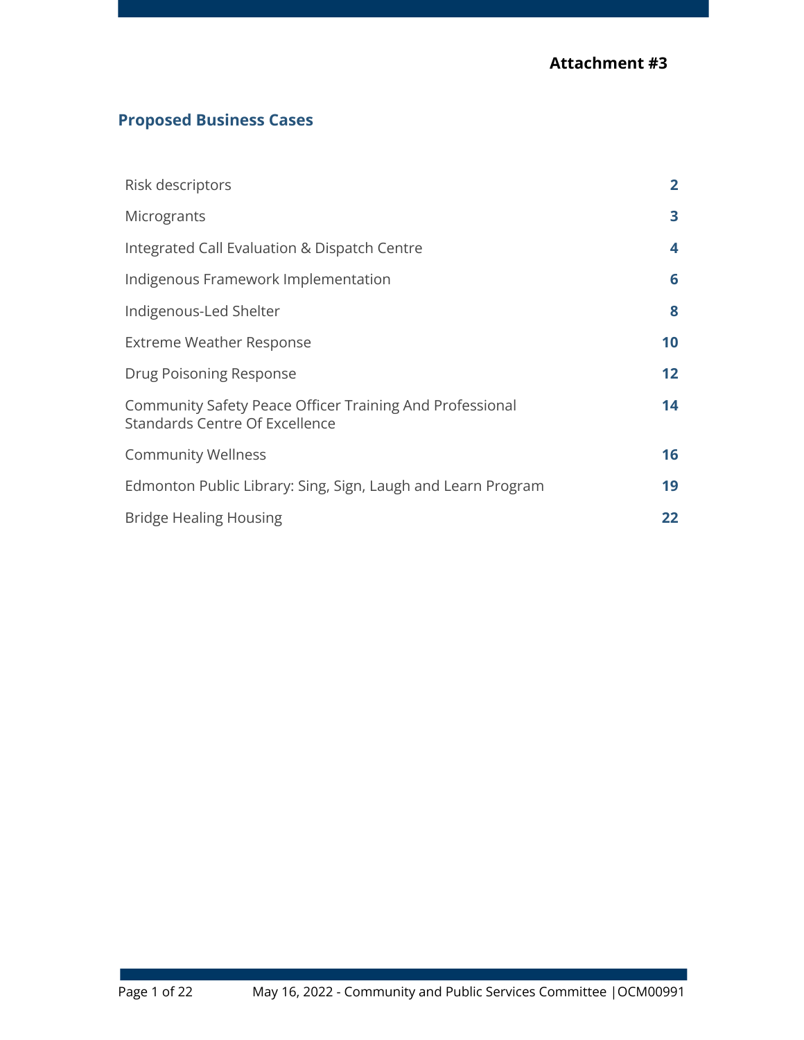**Attachment #3**

## Proposed Business Cases

| | |
|---|---|
| Risk descriptors | **2** |
| Micrograntsrants | **3** |
| Integrated Call Evaluation & Dispatch Centre | **4** |
| Indigenous Framework Implementation | **6** |
| Indigenous-Led Shelter | **8** |
| Extreme Weather Response | **10** |
| Drug Poisoning Response | **12** |
| Community Safety Peace Officer Training And Professional Standards Centre Of Excellence | **14** |
| Community Wellness | **16** |
| Edmonton Public Library: Sing, Sign, Laugh and Learn Program | **19** |
| Bridge Healing Housing | **22** |

**Attachment #3**

## Proposed Business Cases

| | |
|---|---|
| Risk descriptors | **2** |
| Micrograntsr | **3** |

**Attachment #3**

## Proposed Business Cases

| | |
|---|---|
| Risk descriptors | **2** |
| Micrograntsr | **3** |
| Integrated Call Evaluation & Dispatch Centre | **4** |
| Indigenous Framework Implementation | **6** |
| Indigenous-Led Shelter | **8** |
| Extreme Weather Response | **10** |
| Drug Poisoning Response | **12** |
| Community Safety Peace Officer Training And Professional Standards Centre Of Excellence | **14** |
| Community Wellness | **16** |
| Edmonton Public Library: Sing, Sign, Laugh and Learn Program | **19** |
| Bridge Healing Housing | **22** |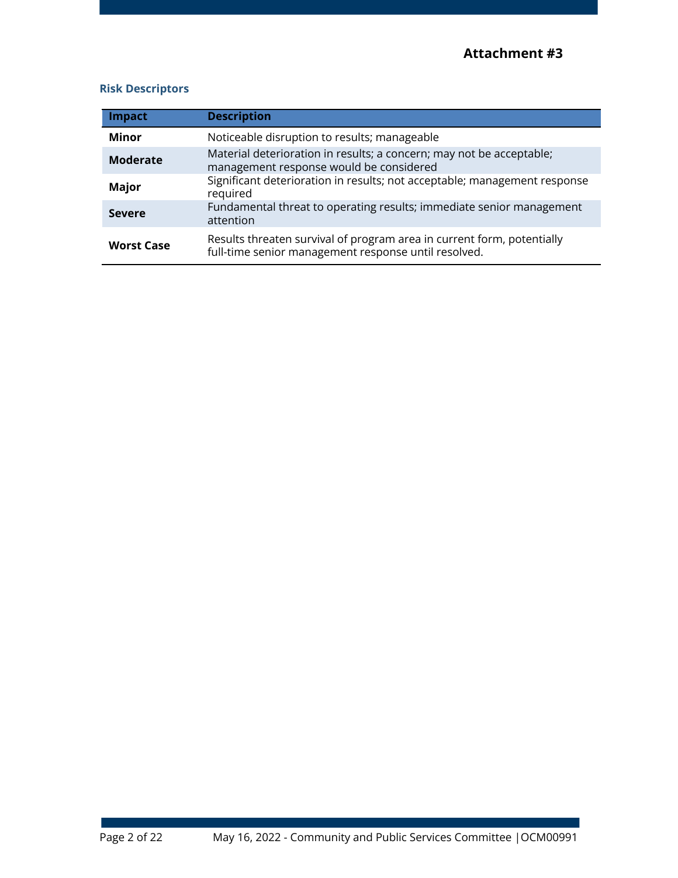**Attachment #3**

### Risk Descriptors

| Impact | Description |
|---|---|
| **Minor** | Noticeable disruption to results; manageable |
| **Moderate** | Material deterioration in results; a concern; may not be acceptable; management response would be considered |
| **Major** | Significant deterioration in results; not acceptable; management response required |
| **Severe** | Fundamental threat to operating results; immediate senior management attention |
| **Worst Case** | Results threaten survival of program area in current form, potentially full-time senior management response until resolved. |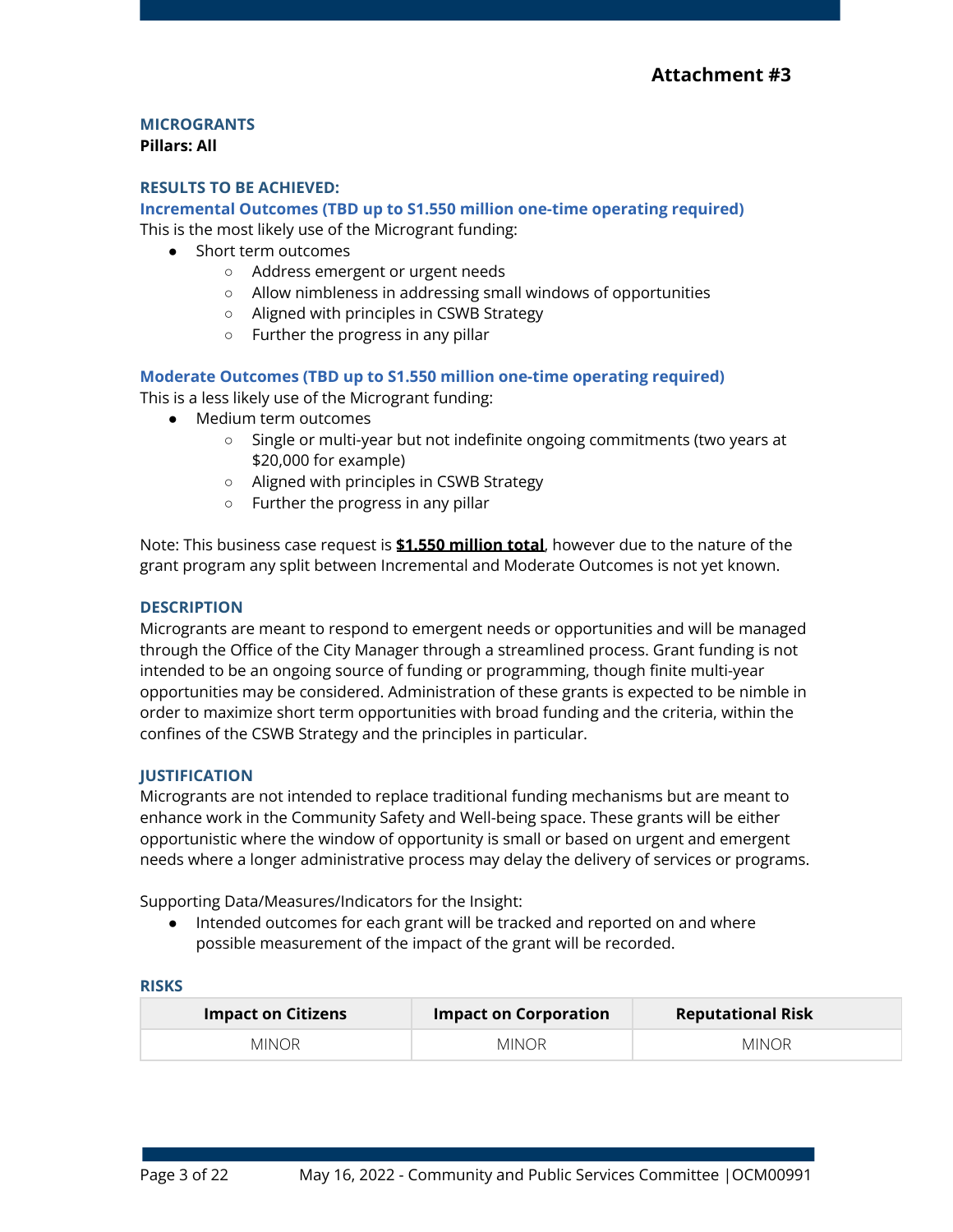**Attachment #3**

## MICROGRANTS

**Pillars: All**

### RESULTS TO BE ACHIEVED:

#### Incremental Outcomes (TBD up to S1.550 million one-time operating required)

This is the most likely use of the Microgrant funding:

- Short term outcomes
  - Address emergent or urgent needs
  - Allow nimbleness in addressing small windows of opportunities
  - Aligned with principles in CSWB Strategy
  - Further the progress in any pillar

#### Moderate Outcomes (TBD up to S1.550 million one-time operating required)

This is a less likely use of the Microgrant funding:

- Medium term outcomes
  - Single or multi-year but not indefinite ongoing commitments (two years at $20,000 for example)
  - Aligned with principles in CSWB Strategy
  - Further the progress in any pillar

Note: This business case request is **$1.550 million total**, however due to the nature of the grant program any split between Incremental and Moderate Outcomes is not yet known.

### DESCRIPTION

Micrograms are meant to respond to emergent needs or opportunities and will be managed through the Office of the City Manager through a streamlined process. Grant funding is not intended to be an ongoing source of funding or programming, though finite multi-year opportunities may be considered. Administration of these grants is expected to be nimble in order to maximize short term opportunities with broad funding and the criteria, within the confines of the CSWB Strategy and the principles in particular.

### JUSTIFICATION

Micrograms are not intended to replace traditional funding mechanisms but are meant to enhance work in the Community Safety and Well-being space. These grants will be either opportunistic where the window of opportunity is small or based on urgent and emergent needs where a longer administrative process may delay the delivery of services or programs.

Supporting Data/Measures/Indicators for the Insight:

- Intended outcomes for each grant will be tracked and reported on and where possible measurement of the impact of the grant will be recorded.

### RISKS

| Impact on Citizens | Impact on Corporation | Reputational Risk |
|---|---|---|
| MINOR | MINOR | MINOR |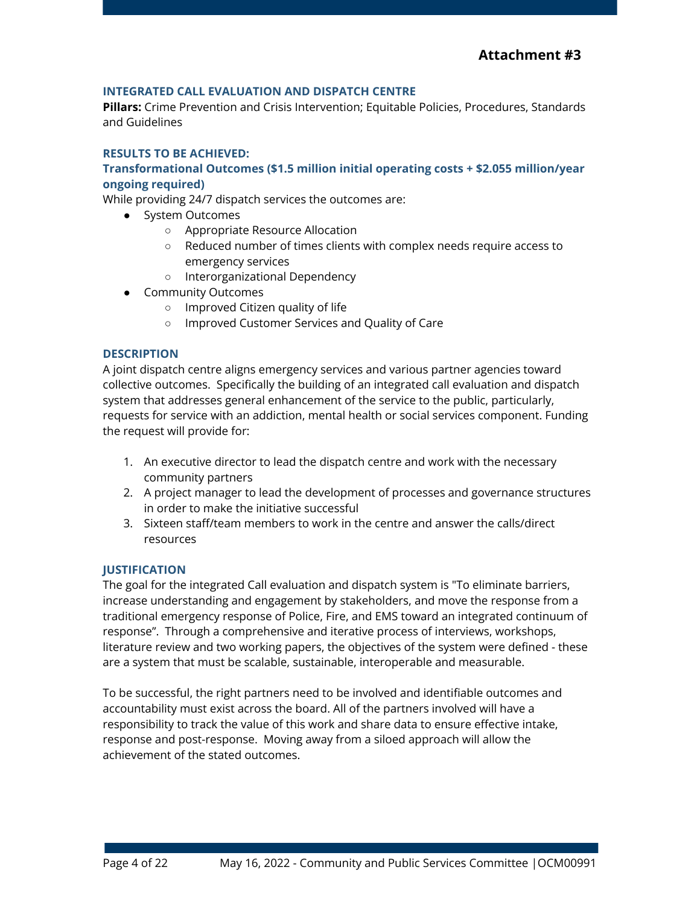**Attachment #3**

### INTEGRATED CALL EVALUATION AND DISPATCH CENTRE

**Pillars:** Crime Prevention and Crisis Intervention; Equitable Policies, Procedures, Standards and Guidelines

### RESULTS TO BE ACHIEVED:

#### Transformational Outcomes ($1.5 million initial operating costs + $2.055 million/year ongoing required)

While providing 24/7 dispatch services the outcomes are:

- System Outcomes
    - Appropriate Resource Allocation
    - Reduced number of times clients with complex needs require access to emergency services
    - Interorganizational Dependency
- Community Outcomes
    - Improved Citizen quality of life
    - Improved Customer Services and Quality of Care

### DESCRIPTION

A joint dispatch centre aligns emergency services and various partner agencies toward collective outcomes. Specifically the building of an integrated call evaluation and dispatch system that addresses general enhancement of the service to the public, particularly, requests for service with an addiction, mental health or social services component. Funding the request will provide for:

1. An executive director to lead the dispatch centre and work with the necessary community partners
2. A project manager to lead the development of processes and governance structures in order to make the initiative successful
3. Sixteen staff/team members to work in the centre and answer the calls/direct resources

### JUSTIFICATION

The goal for the integrated Call evaluation and dispatch system is "To eliminate barriers, increase understanding and engagement by stakeholders, and move the response from a traditional emergency response of Police, Fire, and EMS toward an integrated continuum of response". Through a comprehensive and iterative process of interviews, workshops, literature review and two working papers, the objectives of the system were defined - these are a system that must be scalable, sustainable, interoperable and measurable.

To be successful, the right partners need to be involved and identifiable outcomes and accountability must exist across the board. All of the partners involved will have a responsibility to track the value of this work and share data to ensure effective intake, response and post-response. Moving away from a siloed approach will allow the achievement of the stated outcomes.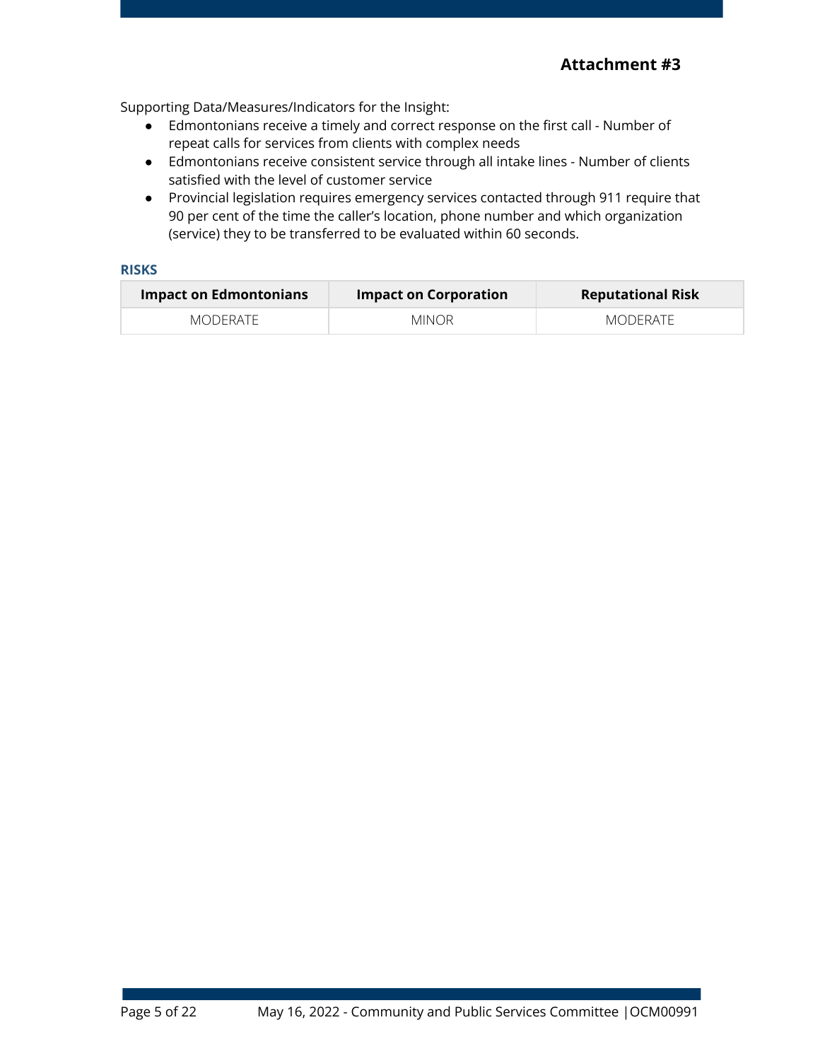**Attachment #3**

Supporting Data/Measures/Indicators for the Insight:

- Edmontonians receive a timely and correct response on the first call - Number of repeat calls for services from clients with complex needs
- Edmontonians receive consistent service through all intake lines - Number of clients satisfied with the level of customer service
- Provincial legislation requires emergency services contacted through 911 require that 90 per cent of the time the caller's location, phone number and which organization (service) they to be transferred to be evaluated within 60 seconds.

### RISKS

| Impact on Edmontonians | Impact on Corporation | Reputational Risk |
| --- | --- | --- |
| MODERATE | MINOR | MODERATE |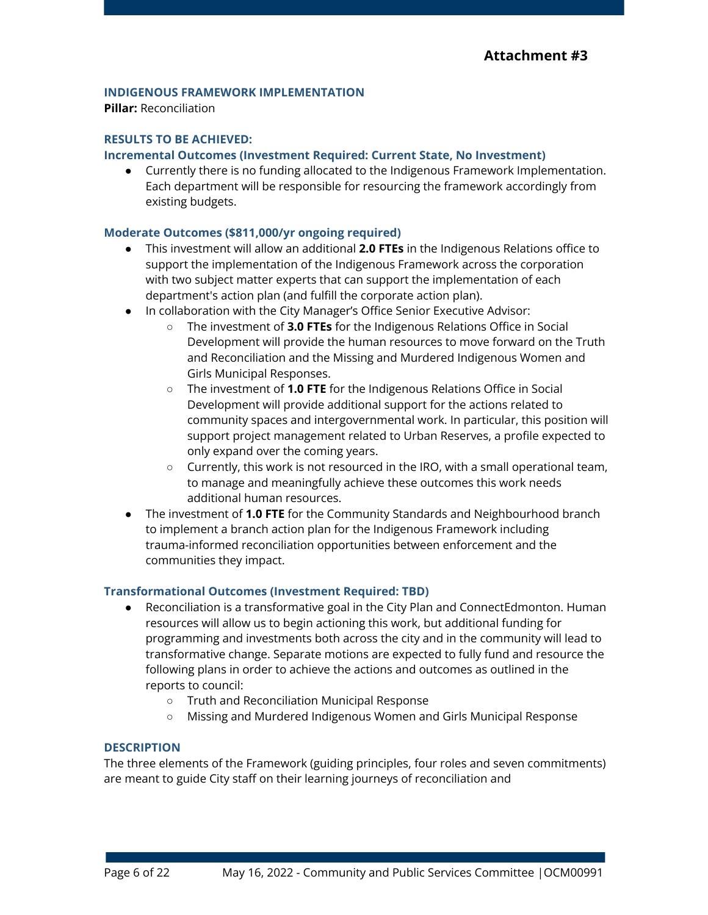**Attachment #3**

### INDIGENOUS FRAMEWORK IMPLEMENTATION

**Pillar:** Reconciliation

### RESULTS TO BE ACHIEVED:

#### Incremental Outcomes (Investment Required: Current State, No Investment)

- Currently there is no funding allocated to the Indigenous Framework Implementation. Each department will be responsible for resourcing the framework accordingly from existing budgets.

#### Moderate Outcomes ($811,000/yr ongoing required)

- This investment will allow an additional **2.0 FTEs** in the Indigenous Relations office to support the implementation of the Indigenous Framework across the corporation with two subject matter experts that can support the implementation of each department's action plan (and fulfill the corporate action plan).
- In collaboration with the City Manager's Office Senior Executive Advisor:
  - The investment of **3.0 FTEs** for the Indigenous Relations Office in Social Development will provide the human resources to move forward on the Truth and Reconciliation and the Missing and Murdered Indigenous Women and Girls Municipal Responses.
  - The investment of **1.0 FTE** for the Indigenous Relations Office in Social Development will provide additional support for the actions related to community spaces and intergovernmental work. In particular, this position will support project management related to Urban Reserves, a profile expected to only expand over the coming years.
  - Currently, this work is not resourced in the IRO, with a small operational team, to manage and meaningfully achieve these outcomes this work needs additional human resources.
- The investment of **1.0 FTE** for the Community Standards and Neighbourhood branch to implement a branch action plan for the Indigenous Framework including trauma-informed reconciliation opportunities between enforcement and the communities they impact.

#### Transformational Outcomes (Investment Required: TBD)

- Reconciliation is a transformative goal in the City Plan and ConnectEdmonton. Human resources will allow us to begin actioning this work, but additional funding for programming and investments both across the city and in the community will lead to transformative change. Separate motions are expected to fully fund and resource the following plans in order to achieve the actions and outcomes as outlined in the reports to council:
  - Truth and Reconciliation Municipal Response
  - Missing and Murdered Indigenous Women and Girls Municipal Response

### DESCRIPTION

The three elements of the Framework (guiding principles, four roles and seven commitments) are meant to guide City staff on their learning journeys of reconciliation and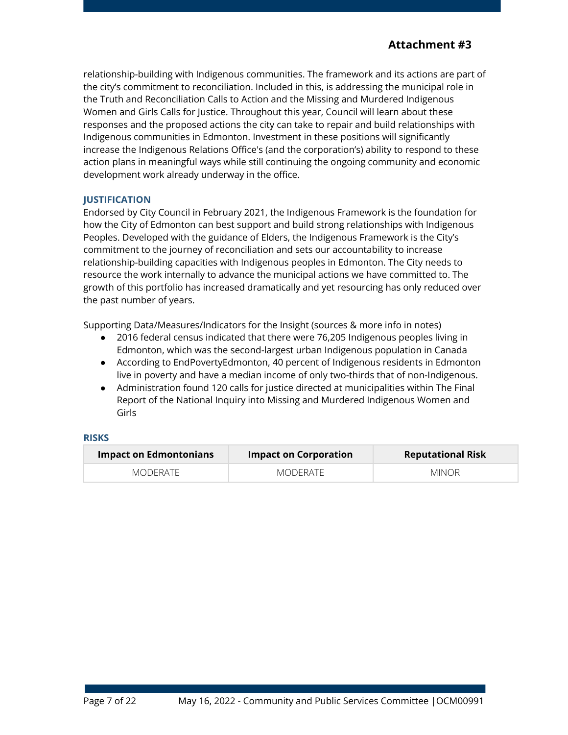relationship-building with Indigenous communities. The framework and its actions are part of the city's commitment to reconciliation. Included in this, is addressing the municipal role in the Truth and Reconciliation Calls to Action and the Missing and Murdered Indigenous Women and Girls Calls for Justice. Throughout this year, Council will learn about these responses and the proposed actions the city can take to repair and build relationships with Indigenous communities in Edmonton. Investment in these positions will significantly increase the Indigenous Relations Office's (and the corporation's) ability to respond to these action plans in meaningful ways while still continuing the ongoing community and economic development work already underway in the office.

### JUSTIFICATION

Endorsed by City Council in February 2021, the Indigenous Framework is the foundation for how the City of Edmonton can best support and build strong relationships with Indigenous Peoples. Developed with the guidance of Elders, the Indigenous Framework is the City's commitment to the journey of reconciliation and sets our accountability to increase relationship-building capacities with Indigenous peoples in Edmonton. The City needs to resource the work internally to advance the municipal actions we have committed to. The growth of this portfolio has increased dramatically and yet resourcing has only reduced over the past number of years.

Supporting Data/Measures/Indicators for the Insight (sources & more info in notes)

- 2016 federal census indicated that there were 76,205 Indigenous peoples living in Edmonton, which was the second-largest urban Indigenous population in Canada
- According to EndPovertyEdmonton, 40 percent of Indigenous residents in Edmonton live in poverty and have a median income of only two-thirds that of non-Indigenous.
- Administration found 120 calls for justice directed at municipalities within The Final Report of the National Inquiry into Missing and Murdered Indigenous Women and Girls

### RISKS

| Impact on Edmontonians | Impact on Corporation | Reputational Risk |
|---|---|---|
| MODERATE | MODERATE | MINOR |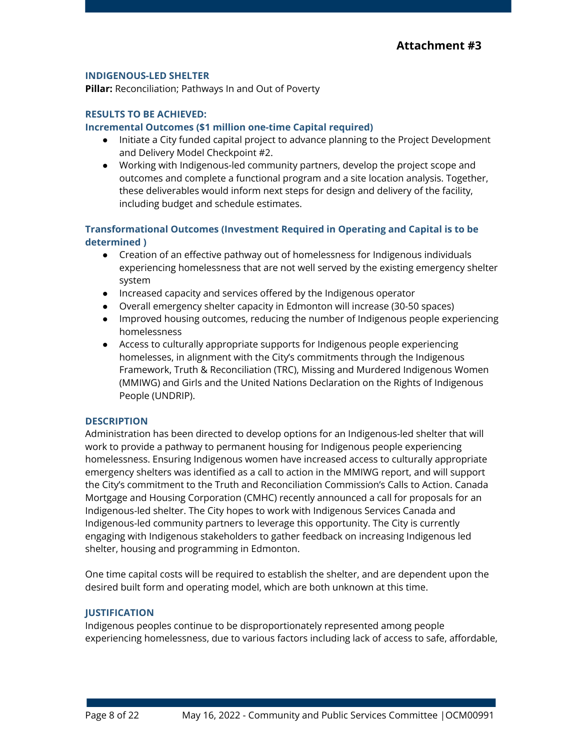**Attachment #3**

### INDIGENOUS-LED SHELTER

**Pillar:** Reconciliation; Pathways In and Out of Poverty

#### RESULTS TO BE ACHIEVED:

#### Incremental Outcomes ($1 million one-time Capital required)

- Initiate a City funded capital project to advance planning to the Project Development and Delivery Model Checkpoint #2.
- Working with Indigenous-led community partners, develop the project scope and outcomes and complete a functional program and a site location analysis. Together, these deliverables would inform next steps for design and delivery of the facility, including budget and schedule estimates.

#### Transformational Outcomes (Investment Required in Operating and Capital is to be determined )

- Creation of an effective pathway out of homelessness for Indigenous individuals experiencing homelessness that are not well served by the existing emergency shelter system
- Increased capacity and services offered by the Indigenous operator
- Overall emergency shelter capacity in Edmonton will increase (30-50 spaces)
- Improved housing outcomes, reducing the number of Indigenous people experiencing homelessness
- Access to culturally appropriate supports for Indigenous people experiencing homelesses, in alignment with the City's commitments through the Indigenous Framework, Truth & Reconciliation (TRC), Missing and Murdered Indigenous Women (MMIWG) and Girls and the United Nations Declaration on the Rights of Indigenous People (UNDRIP).

#### DESCRIPTION

Administration has been directed to develop options for an Indigenous-led shelter that will work to provide a pathway to permanent housing for Indigenous people experiencing homelessness. Ensuring Indigenous women have increased access to culturally appropriate emergency shelters was identified as a call to action in the MMIWG report, and will support the City's commitment to the Truth and Reconciliation Commission's Calls to Action. Canada Mortgage and Housing Corporation (CMHC) recently announced a call for proposals for an Indigenous-led shelter. The City hopes to work with Indigenous Services Canada and Indigenous-led community partners to leverage this opportunity. The City is currently engaging with Indigenous stakeholders to gather feedback on increasing Indigenous led shelter, housing and programming in Edmonton.

One time capital costs will be required to establish the shelter, and are dependent upon the desired built form and operating model, which are both unknown at this time.

#### JUSTIFICATION

Indigenous peoples continue to be disproportionately represented among people experiencing homelessness, due to various factors including lack of access to safe, affordable,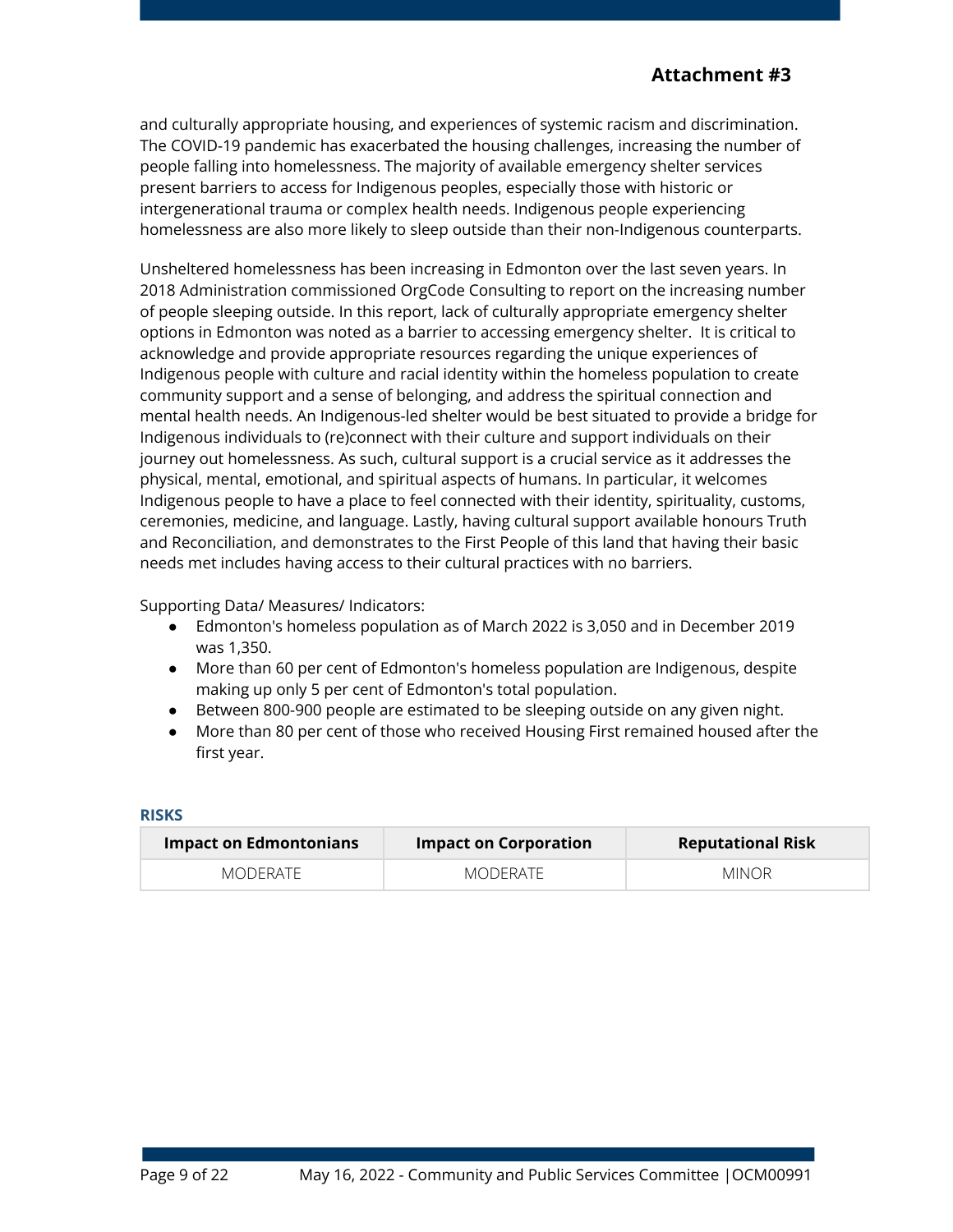**Attachment #3**

and culturally appropriate housing, and experiences of systemic racism and discrimination. The COVID-19 pandemic has exacerbated the housing challenges, increasing the number of people falling into homelessness. The majority of available emergency shelter services present barriers to access for Indigenous peoples, especially those with historic or intergenerational trauma or complex health needs. Indigenous people experiencing homelessness are also more likely to sleep outside than their non-Indigenous counterparts.

Unsheltered homelessness has been increasing in Edmonton over the last seven years. In 2018 Administration commissioned OrgCode Consulting to report on the increasing number of people sleeping outside. In this report, lack of culturally appropriate emergency shelter options in Edmonton was noted as a barrier to accessing emergency shelter. It is critical to acknowledge and provide appropriate resources regarding the unique experiences of Indigenous people with culture and racial identity within the homeless population to create community support and a sense of belonging, and address the spiritual connection and mental health needs. An Indigenous-led shelter would be best situated to provide a bridge for Indigenous individuals to (re)connect with their culture and support individuals on their journey out homelessness. As such, cultural support is a crucial service as it addresses the physical, mental, emotional, and spiritual aspects of humans. In particular, it welcomes Indigenous people to have a place to feel connected with their identity, spirituality, customs, ceremonies, medicine, and language. Lastly, having cultural support available honours Truth and Reconciliation, and demonstrates to the First People of this land that having their basic needs met includes having access to their cultural practices with no barriers.

Supporting Data/ Measures/ Indicators:

- Edmonton's homeless population as of March 2022 is 3,050 and in December 2019 was 1,350.
- More than 60 per cent of Edmonton's homeless population are Indigenous, despite making up only 5 per cent of Edmonton's total population.
- Between 800-900 people are estimated to be sleeping outside on any given night.
- More than 80 per cent of those who received Housing First remained housed after the first year.

### RISKS

| Impact on Edmontonians | Impact on Corporation | Reputational Risk |
|---|---|---|
| MODERATE | MODERATE | MINOR |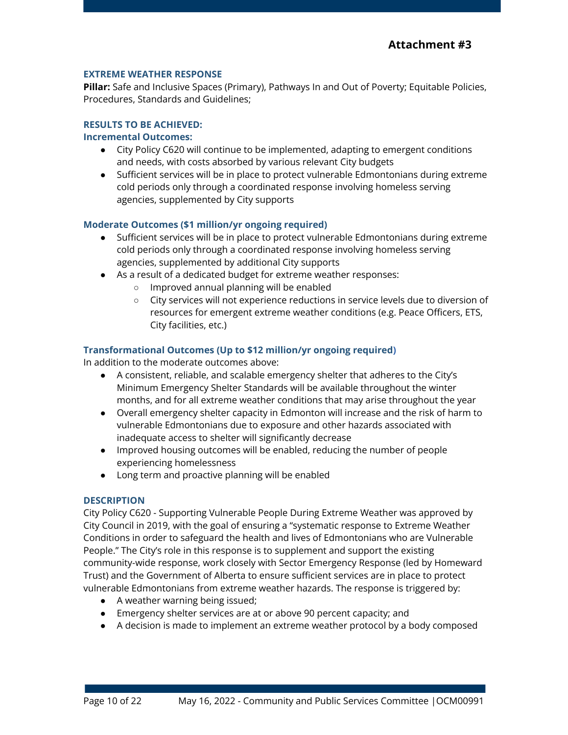# Attachment #3

## EXTREME WEATHER RESPONSE

**Pillar:** Safe and Inclusive Spaces (Primary), Pathways In and Out of Poverty; Equitable Policies, Procedures, Standards and Guidelines;

### RESULTS TO BE ACHIEVED:

### Incremental Outcomes:

- City Policy C620 will continue to be implemented, adapting to emergent conditions and needs, with costs absorbed by various relevant City budgets
- Sufficient services will be in place to protect vulnerable Edmontonians during extreme cold periods only through a coordinated response involving homeless serving agencies, supplemented by City supports

### Moderate Outcomes ($1 million/yr ongoing required)

- Sufficient services will be in place to protect vulnerable Edmontonians during extreme cold periods only through a coordinated response involving homeless serving agencies, supplemented by additional City supports
- As a result of a dedicated budget for extreme weather responses:
  - Improved annual planning will be enabled
  - City services will not experience reductions in service levels due to diversion of resources for emergent extreme weather conditions (e.g. Peace Officers, ETS, City facilities, etc.)

### Transformational Outcomes (Up to $12 million/yr ongoing required)

In addition to the moderate outcomes above:

- A consistent, reliable, and scalable emergency shelter that adheres to the City's Minimum Emergency Shelter Standards will be available throughout the winter months, and for all extreme weather conditions that may arise throughout the year
- Overall emergency shelter capacity in Edmonton will increase and the risk of harm to vulnerable Edmontonians due to exposure and other hazards associated with inadequate access to shelter will significantly decrease
- Improved housing outcomes will be enabled, reducing the number of people experiencing homelessness
- Long term and proactive planning will be enabled

### DESCRIPTION

City Policy C620 - Supporting Vulnerable People During Extreme Weather was approved by City Council in 2019, with the goal of ensuring a "systematic response to Extreme Weather Conditions in order to safeguard the health and lives of Edmontonians who are Vulnerable People." The City's role in this response is to supplement and support the existing community-wide response, work closely with Sector Emergency Response (led by Homeward Trust) and the Government of Alberta to ensure sufficient services are in place to protect vulnerable Edmontonians from extreme weather hazards. The response is triggered by:

- A weather warning being issued;
- Emergency shelter services are at or above 90 percent capacity; and
- A decision is made to implement an extreme weather protocol by a body composed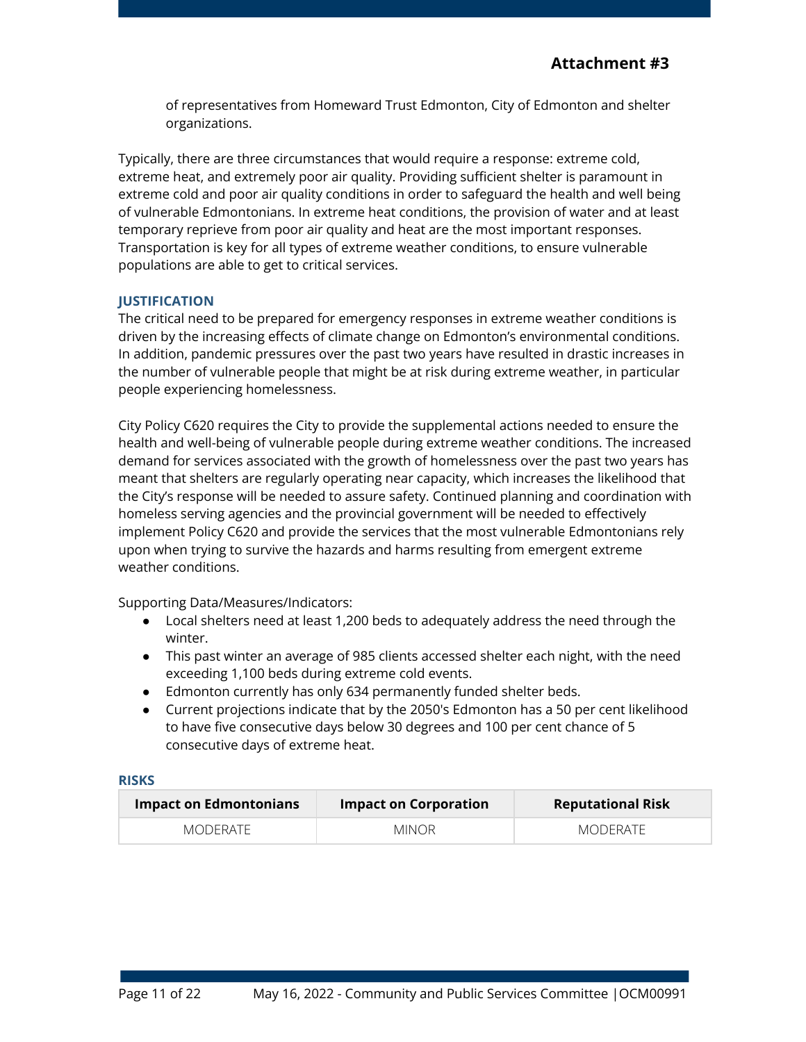of representatives from Homeward Trust Edmonton, City of Edmonton and shelter organizations.

Typically, there are three circumstances that would require a response: extreme cold, extreme heat, and extremely poor air quality. Providing sufficient shelter is paramount in extreme cold and poor air quality conditions in order to safeguard the health and well being of vulnerable Edmontonians. In extreme heat conditions, the provision of water and at least temporary reprieve from poor air quality and heat are the most important responses. Transportation is key for all types of extreme weather conditions, to ensure vulnerable populations are able to get to critical services.

### JUSTIFICATION

The critical need to be prepared for emergency responses in extreme weather conditions is driven by the increasing effects of climate change on Edmonton's environmental conditions. In addition, pandemic pressures over the past two years have resulted in drastic increases in the number of vulnerable people that might be at risk during extreme weather, in particular people experiencing homelessness.

City Policy C620 requires the City to provide the supplemental actions needed to ensure the health and well-being of vulnerable people during extreme weather conditions. The increased demand for services associated with the growth of homelessness over the past two years has meant that shelters are regularly operating near capacity, which increases the likelihood that the City's response will be needed to assure safety. Continued planning and coordination with homeless serving agencies and the provincial government will be needed to effectively implement Policy C620 and provide the services that the most vulnerable Edmontonians rely upon when trying to survive the hazards and harms resulting from emergent extreme weather conditions.

Supporting Data/Measures/Indicators:

- Local shelters need at least 1,200 beds to adequately address the need through the winter.
- This past winter an average of 985 clients accessed shelter each night, with the need exceeding 1,100 beds during extreme cold events.
- Edmonton currently has only 634 permanently funded shelter beds.
- Current projections indicate that by the 2050's Edmonton has a 50 per cent likelihood to have five consecutive days below 30 degrees and 100 per cent chance of 5 consecutive days of extreme heat.

### RISKS

| Impact on Edmontonians | Impact on Corporation | Reputational Risk |
| --- | --- | --- |
| MODERATE | MINOR | MODERATE |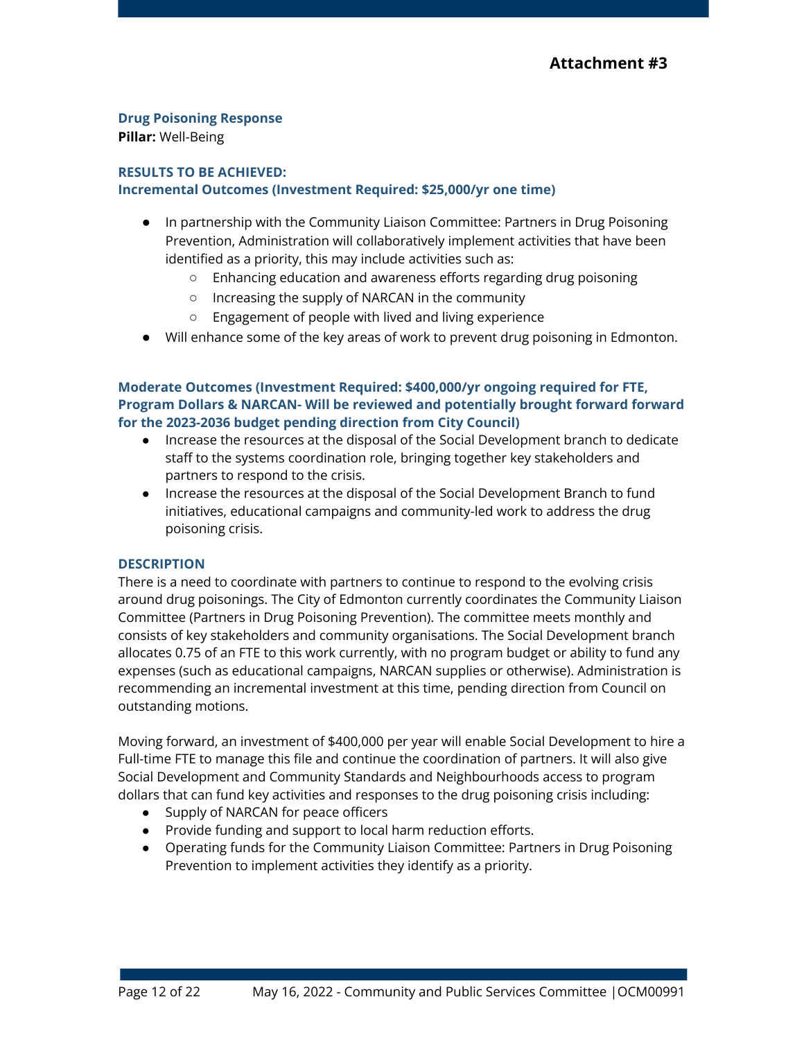# Attachment #3

**Drug Poisoning Response**
**Pillar:** Well-Being

**RESULTS TO BE ACHIEVED:**
**Incremental Outcomes (Investment Required: $25,000/yr one time)**

- In partnership with the Community Liaison Committee: Partners in Drug Poisoning Prevention, Administration will collaboratively implement activities that have been identified as a priority, this may include activities such as:
  - Enhancing education and awareness efforts regarding drug poisoning
  - Increasing the supply of NARCAN in the community
  - Engagement of people with lived and living experience
- Will enhance some of the key areas of work to prevent drug poisoning in Edmonton.

**Moderate Outcomes (Investment Required: $400,000/yr ongoing required for FTE, Program Dollars & NARCAN- Will be reviewed and potentially brought forward forward for the 2023-2036 budget pending direction from City Council)**

- Increase the resources at the disposal of the Social Development branch to dedicate staff to the systems coordination role, bringing together key stakeholders and partners to respond to the crisis.
- Increase the resources at the disposal of the Social Development Branch to fund initiatives, educational campaigns and community-led work to address the drug poisoning crisis.

**DESCRIPTION**

There is a need to coordinate with partners to continue to respond to the evolving crisis around drug poisonings. The City of Edmonton currently coordinates the Community Liaison Committee (Partners in Drug Poisoning Prevention). The committee meets monthly and consists of key stakeholders and community organisations. The Social Development branch allocates 0.75 of an FTE to this work currently, with no program budget or ability to fund any expenses (such as educational campaigns, NARCAN supplies or otherwise). Administration is recommending an incremental investment at this time, pending direction from Council on outstanding motions.

Moving forward, an investment of $400,000 per year will enable Social Development to hire a Full-time FTE to manage this file and continue the coordination of partners. It will also give Social Development and Community Standards and Neighbourhoods access to program dollars that can fund key activities and responses to the drug poisoning crisis including:

- Supply of NARCAN for peace officers
- Provide funding and support to local harm reduction efforts.
- Operating funds for the Community Liaison Committee: Partners in Drug Poisoning Prevention to implement activities they identify as a priority.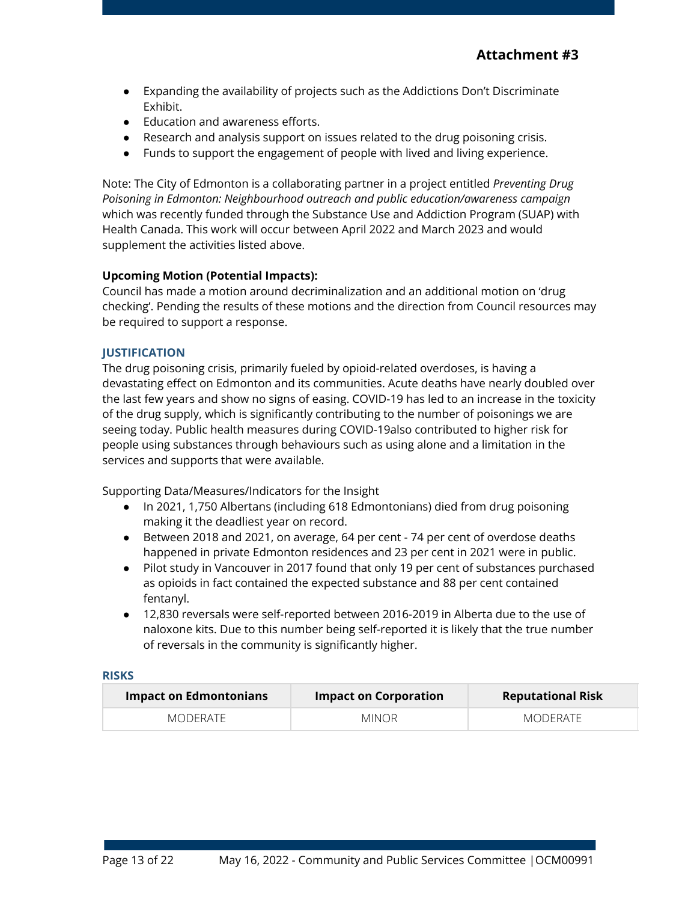**Attachment #3**

- Expanding the availability of projects such as the Addictions Don't Discriminate Exhibit.
- Education and awareness efforts.
- Research and analysis support on issues related to the drug poisoning crisis.
- Funds to support the engagement of people with lived and living experience.

Note: The City of Edmonton is a collaborating partner in a project entitled *Preventing Drug Poisoning in Edmonton: Neighbourhood outreach and public education/awareness campaign* which was recently funded through the Substance Use and Addiction Program (SUAP) with Health Canada. This work will occur between April 2022 and March 2023 and would supplement the activities listed above.

**Upcoming Motion (Potential Impacts):**

Council has made a motion around decriminalization and an additional motion on 'drug checking'. Pending the results of these motions and the direction from Council resources may be required to support a response.

### JUSTIFICATION

The drug poisoning crisis, primarily fueled by opioid-related overdoses, is having a devastating effect on Edmonton and its communities. Acute deaths have nearly doubled over the last few years and show no signs of easing. COVID-19 has led to an increase in the toxicity of the drug supply, which is significantly contributing to the number of poisonings we are seeing today. Public health measures during COVID-19also contributed to higher risk for people using substances through behaviours such as using alone and a limitation in the services and supports that were available.

Supporting Data/Measures/Indicators for the Insight

- In 2021, 1,750 Albertans (including 618 Edmontonians) died from drug poisoning making it the deadliest year on record.
- Between 2018 and 2021, on average, 64 per cent - 74 per cent of overdose deaths happened in private Edmonton residences and 23 per cent in 2021 were in public.
- Pilot study in Vancouver in 2017 found that only 19 per cent of substances purchased as opioids in fact contained the expected substance and 88 per cent contained fentanyl.
- 12,830 reversals were self-reported between 2016-2019 in Alberta due to the use of naloxone kits. Due to this number being self-reported it is likely that the true number of reversals in the community is significantly higher.

### RISKS

| Impact on Edmontonians | Impact on Corporation | Reputational Risk |
|---|---|---|
| MODERATE | MINOR | MODERATE |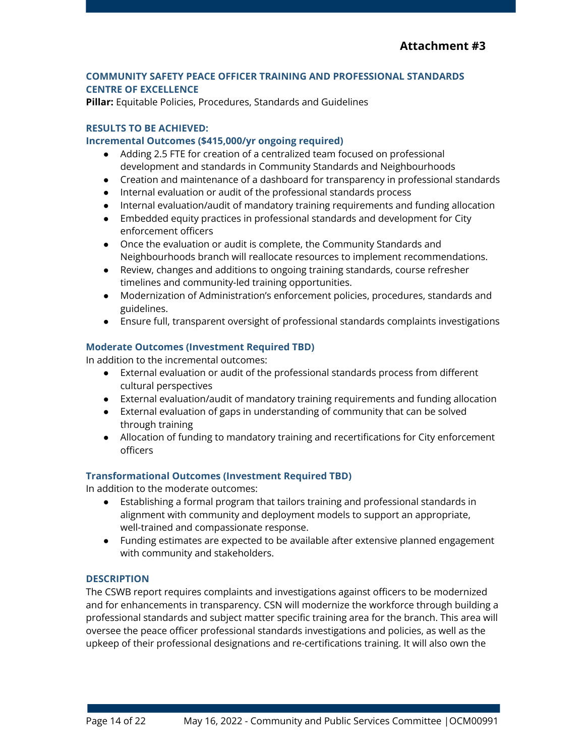**Attachment #3**

### COMMUNITY SAFETY PEACE OFFICER TRAINING AND PROFESSIONAL STANDARDS CENTRE OF EXCELLENCE

**Pillar:** Equitable Policies, Procedures, Standards and Guidelines

#### RESULTS TO BE ACHIEVED:

#### Incremental Outcomes ($415,000/yr ongoing required)

- Adding 2.5 FTE for creation of a centralized team focused on professional development and standards in Community Standards and Neighbourhoods
- Creation and maintenance of a dashboard for transparency in professional standards
- Internal evaluation or audit of the professional standards process
- Internal evaluation/audit of mandatory training requirements and funding allocation
- Embedded equity practices in professional standards and development for City enforcement officers
- Once the evaluation or audit is complete, the Community Standards and Neighbourhoods branch will reallocate resources to implement recommendations.
- Review, changes and additions to ongoing training standards, course refresher timelines and community-led training opportunities.
- Modernization of Administration's enforcement policies, procedures, standards and guidelines.
- Ensure full, transparent oversight of professional standards complaints investigations

#### Moderate Outcomes (Investment Required TBD)

In addition to the incremental outcomes:

- External evaluation or audit of the professional standards process from different cultural perspectives
- External evaluation/audit of mandatory training requirements and funding allocation
- External evaluation of gaps in understanding of community that can be solved through training
- Allocation of funding to mandatory training and recertifications for City enforcement officers

#### Transformational Outcomes (Investment Required TBD)

In addition to the moderate outcomes:

- Establishing a formal program that tailors training and professional standards in alignment with community and deployment models to support an appropriate, well-trained and compassionate response.
- Funding estimates are expected to be available after extensive planned engagement with community and stakeholders.

#### DESCRIPTION

The CSWB report requires complaints and investigations against officers to be modernized and for enhancements in transparency. CSN will modernize the workforce through building a professional standards and subject matter specific training area for the branch. This area will oversee the peace officer professional standards investigations and policies, as well as the upkeep of their professional designations and re-certifications training. It will also own the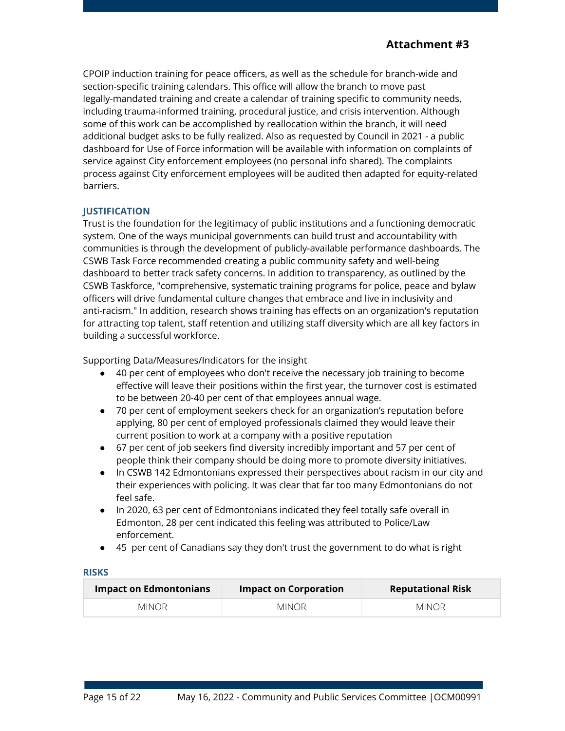## Attachment #3

CPOIP induction training for peace officers, as well as the schedule for branch-wide and section-specific training calendars. This office will allow the branch to move past legally-mandated training and create a calendar of training specific to community needs, including trauma-informed training, procedural justice, and crisis intervention. Although some of this work can be accomplished by reallocation within the branch, it will need additional budget asks to be fully realized. Also as requested by Council in 2021 - a public dashboard for Use of Force information will be available with information on complaints of service against City enforcement employees (no personal info shared). The complaints process against City enforcement employees will be audited then adapted for equity-related barriers.

### JUSTIFICATION

Trust is the foundation for the legitimacy of public institutions and a functioning democratic system. One of the ways municipal governments can build trust and accountability with communities is through the development of publicly-available performance dashboards. The CSWB Task Force recommended creating a public community safety and well-being dashboard to better track safety concerns. In addition to transparency, as outlined by the CSWB Taskforce, "comprehensive, systematic training programs for police, peace and bylaw officers will drive fundamental culture changes that embrace and live in inclusivity and anti-racism." In addition, research shows training has effects on an organization's reputation for attracting top talent, staff retention and utilizing staff diversity which are all key factors in building a successful workforce.

Supporting Data/Measures/Indicators for the insight

- 40 per cent of employees who don't receive the necessary job training to become effective will leave their positions within the first year, the turnover cost is estimated to be between 20-40 per cent of that employees annual wage.
- 70 per cent of employment seekers check for an organization's reputation before applying, 80 per cent of employed professionals claimed they would leave their current position to work at a company with a positive reputation
- 67 per cent of job seekers find diversity incredibly important and 57 per cent of people think their company should be doing more to promote diversity initiatives.
- In CSWB 142 Edmontonians expressed their perspectives about racism in our city and their experiences with policing. It was clear that far too many Edmontonians do not feel safe.
- In 2020, 63 per cent of Edmontonians indicated they feel totally safe overall in Edmonton, 28 per cent indicated this feeling was attributed to Police/Law enforcement.
- 45 per cent of Canadians say they don't trust the government to do what is right

### RISKS

| Impact on Edmontonians | Impact on Corporation | Reputational Risk |
|---|---|---|
| MINOR | MINOR | MINOR |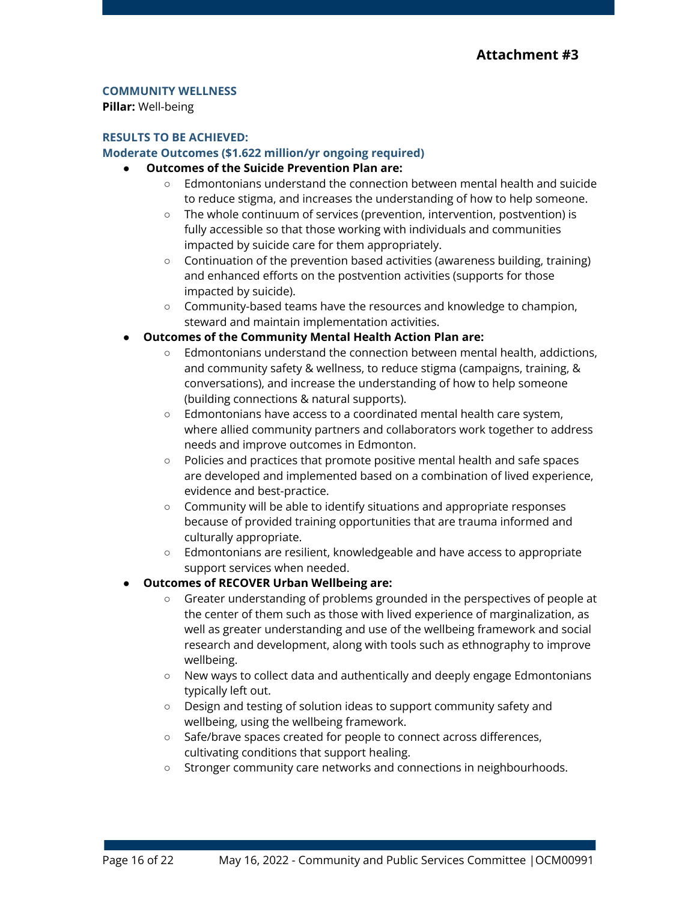**Attachment #3**

### COMMUNITY WELLNESS

**Pillar:** Well-being

#### RESULTS TO BE ACHIEVED:

#### Moderate Outcomes ($1.622 million/yr ongoing required)

- **Outcomes of the Suicide Prevention Plan are:**
  - Edmontonians understand the connection between mental health and suicide to reduce stigma, and increases the understanding of how to help someone.
  - The whole continuum of services (prevention, intervention, postvention) is fully accessible so that those working with individuals and communities impacted by suicide care for them appropriately.
  - Continuation of the prevention based activities (awareness building, training) and enhanced efforts on the postvention activities (supports for those impacted by suicide).
  - Community-based teams have the resources and knowledge to champion, steward and maintain implementation activities.
- **Outcomes of the Community Mental Health Action Plan are:**
  - Edmontonians understand the connection between mental health, addictions, and community safety & wellness, to reduce stigma (campaigns, training, & conversations), and increase the understanding of how to help someone (building connections & natural supports).
  - Edmontonians have access to a coordinated mental health care system, where allied community partners and collaborators work together to address needs and improve outcomes in Edmonton.
  - Policies and practices that promote positive mental health and safe spaces are developed and implemented based on a combination of lived experience, evidence and best-practice.
  - Community will be able to identify situations and appropriate responses because of provided training opportunities that are trauma informed and culturally appropriate.
  - Edmontonians are resilient, knowledgeable and have access to appropriate support services when needed.
- **Outcomes of RECOVER Urban Wellbeing are:**
  - Greater understanding of problems grounded in the perspectives of people at the center of them such as those with lived experience of marginalization, as well as greater understanding and use of the wellbeing framework and social research and development, along with tools such as ethnography to improve wellbeing.
  - New ways to collect data and authentically and deeply engage Edmontonians typically left out.
  - Design and testing of solution ideas to support community safety and wellbeing, using the wellbeing framework.
  - Safe/brave spaces created for people to connect across differences, cultivating conditions that support healing.
  - Stronger community care networks and connections in neighbourhoods.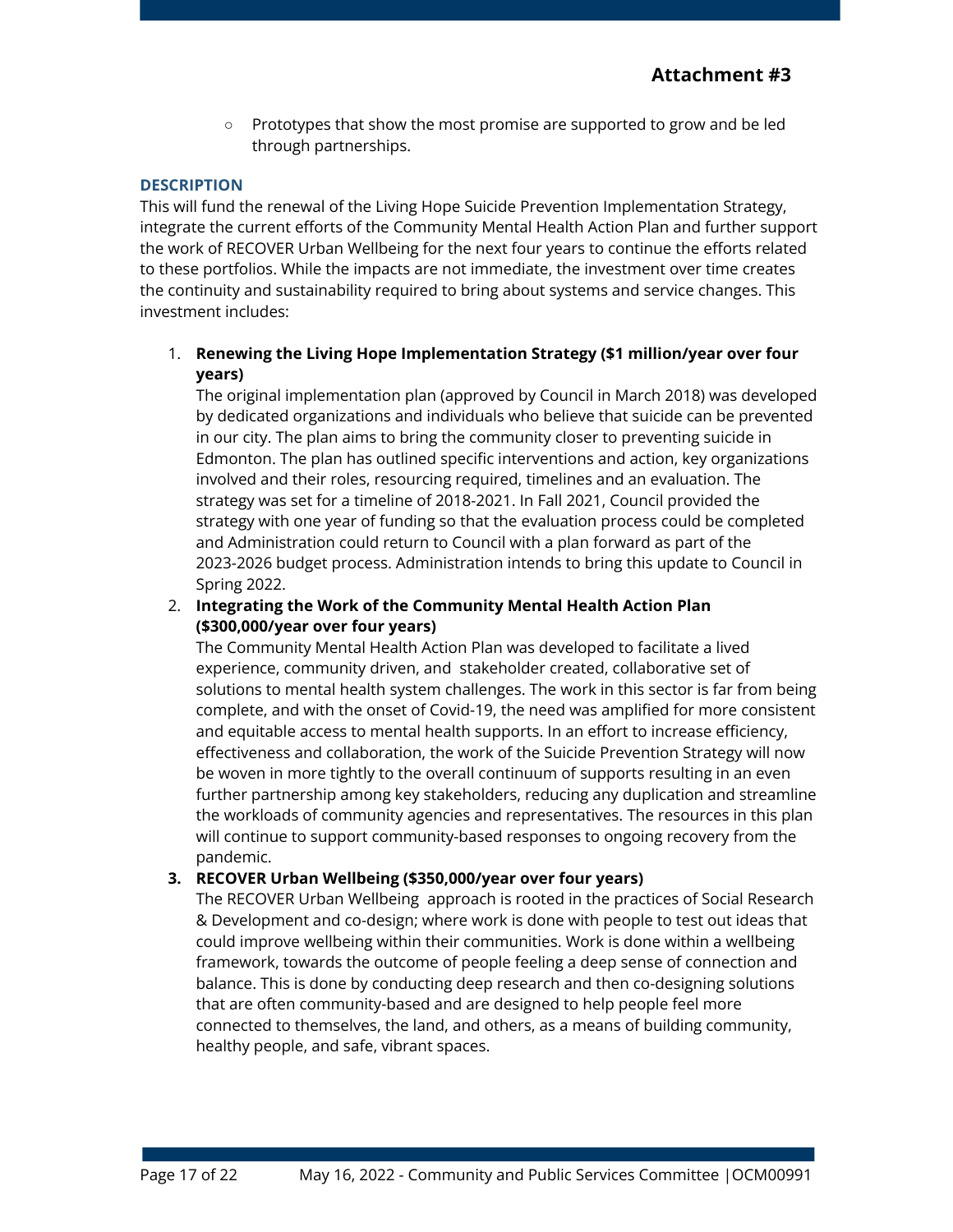# Attachment #3

- Prototypes that show the most promise are supported to grow and be led through partnerships.

### DESCRIPTION

This will fund the renewal of the Living Hope Suicide Prevention Implementation Strategy, integrate the current efforts of the Community Mental Health Action Plan and further support the work of RECOVER Urban Wellbeing for the next four years to continue the efforts related to these portfolios. While the impacts are not immediate, the investment over time creates the continuity and sustainability required to bring about systems and service changes. This investment includes:

1. **Renewing the Living Hope Implementation Strategy ($1 million/year over four years)**
   The original implementation plan (approved by Council in March 2018) was developed by dedicated organizations and individuals who believe that suicide can be prevented in our city. The plan aims to bring the community closer to preventing suicide in Edmonton. The plan has outlined specific interventions and action, key organizations involved and their roles, resourcing required, timelines and an evaluation. The strategy was set for a timeline of 2018-2021. In Fall 2021, Council provided the strategy with one year of funding so that the evaluation process could be completed and Administration could return to Council with a plan forward as part of the 2023-2026 budget process. Administration intends to bring this update to Council in Spring 2022.
2. **Integrating the Work of the Community Mental Health Action Plan ($300,000/year over four years)**
   The Community Mental Health Action Plan was developed to facilitate a lived experience, community driven, and stakeholder created, collaborative set of solutions to mental health system challenges. The work in this sector is far from being complete, and with the onset of Covid-19, the need was amplified for more consistent and equitable access to mental health supports. In an effort to increase efficiency, effectiveness and collaboration, the work of the Suicide Prevention Strategy will now be woven in more tightly to the overall continuum of supports resulting in an even further partnership among key stakeholders, reducing any duplication and streamline the workloads of community agencies and representatives. The resources in this plan will continue to support community-based responses to ongoing recovery from the pandemic.
3. **RECOVER Urban Wellbeing ($350,000/year over four years)**
   The RECOVER Urban Wellbeing approach is rooted in the practices of Social Research & Development and co-design; where work is done with people to test out ideas that could improve wellbeing within their communities. Work is done within a wellbeing framework, towards the outcome of people feeling a deep sense of connection and balance. This is done by conducting deep research and then co-designing solutions that are often community-based and are designed to help people feel more connected to themselves, the land, and others, as a means of building community, healthy people, and safe, vibrant spaces.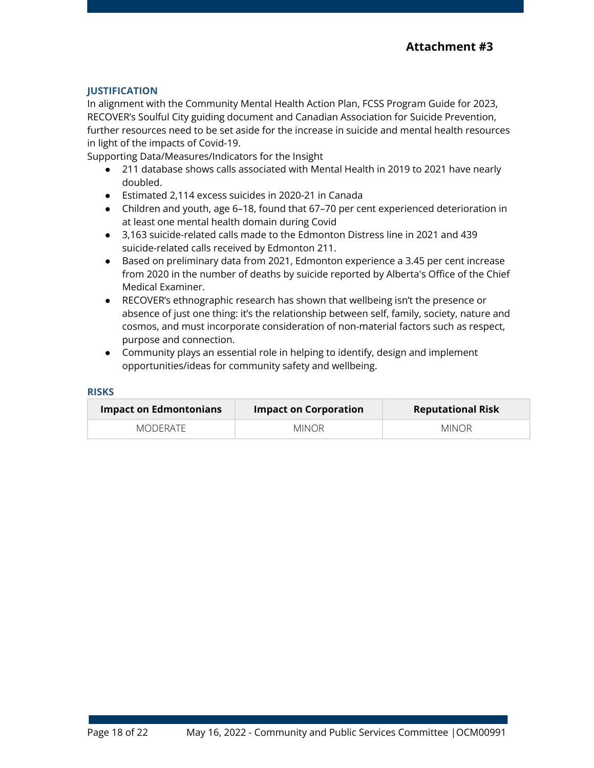**Attachment #3**

## JUSTIFICATION

In alignment with the Community Mental Health Action Plan, FCSS Program Guide for 2023, RECOVER's Soulful City guiding document and Canadian Association for Suicide Prevention, further resources need to be set aside for the increase in suicide and mental health resources in light of the impacts of Covid-19.

Supporting Data/Measures/Indicators for the Insight

- 211 database shows calls associated with Mental Health in 2019 to 2021 have nearly doubled.
- Estimated 2,114 excess suicides in 2020-21 in Canada
- Children and youth, age 6–18, found that 67–70 per cent experienced deterioration in at least one mental health domain during Covid
- 3,163 suicide-related calls made to the Edmonton Distress line in 2021 and 439 suicide-related calls received by Edmonton 211.
- Based on preliminary data from 2021, Edmonton experience a 3.45 per cent increase from 2020 in the number of deaths by suicide reported by Alberta's Office of the Chief Medical Examiner.
- RECOVER's ethnographic research has shown that wellbeing isn't the presence or absence of just one thing: it's the relationship between self, family, society, nature and cosmos, and must incorporate consideration of non-material factors such as respect, purpose and connection.
- Community plays an essential role in helping to identify, design and implement opportunities/ideas for community safety and wellbeing.

## RISKS

| Impact on Edmontonians | Impact on Corporation | Reputational Risk |
|---|---|---|
| MODERATE | MINOR | MINOR |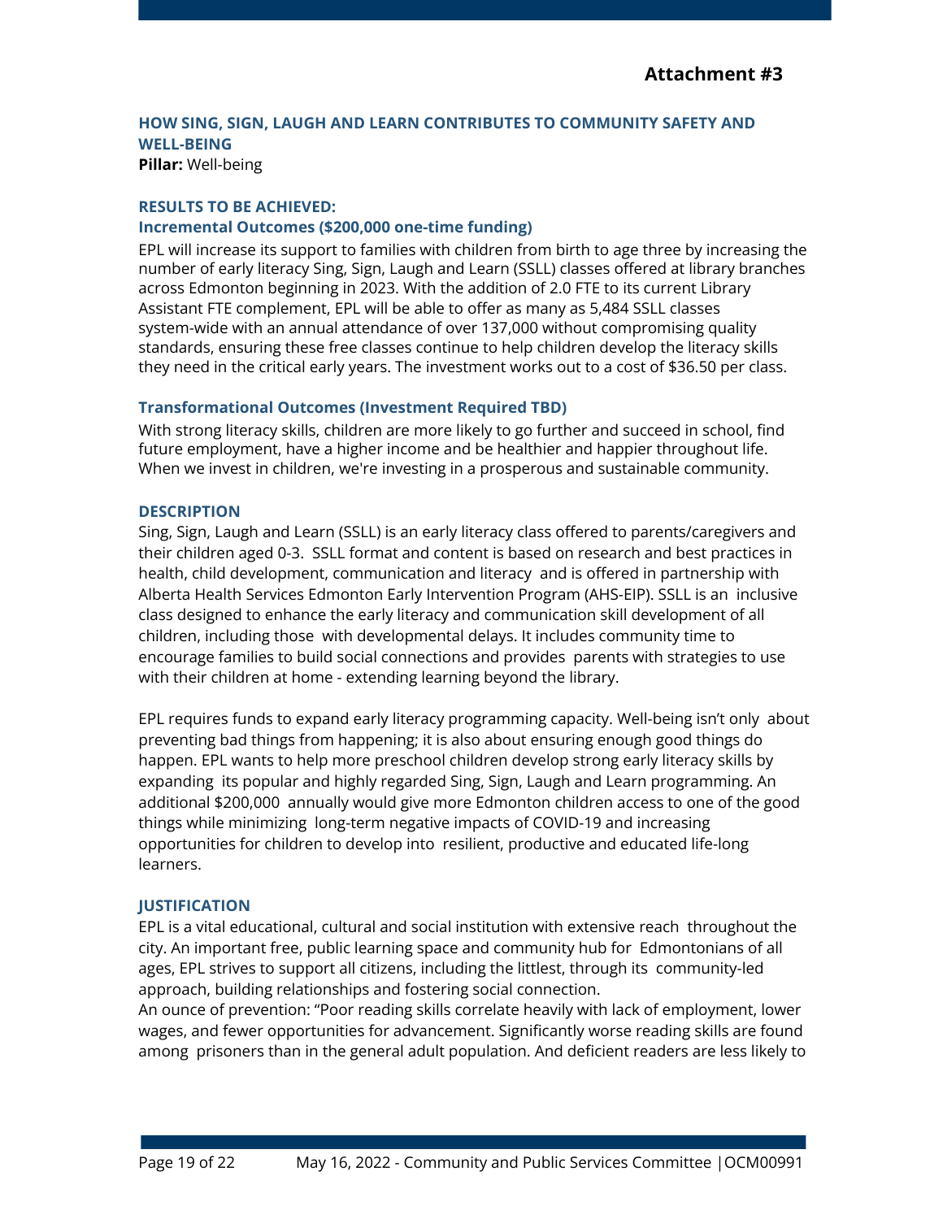**Attachment #3**

## HOW SING, SIGN, LAUGH AND LEARN CONTRIBUTES TO COMMUNITY SAFETY AND WELL-BEING

**Pillar:** Well-being

### RESULTS TO BE ACHIEVED:

### Incremental Outcomes ($200,000 one-time funding)

EPL will increase its support to families with children from birth to age three by increasing the number of early literacy Sing, Sign, Laugh and Learn (SSLL) classes offered at library branches across Edmonton beginning in 2023. With the addition of 2.0 FTE to its current Library Assistant FTE complement, EPL will be able to offer as many as 5,484 SSLL classes system-wide with an annual attendance of over 137,000 without compromising quality standards, ensuring these free classes continue to help children develop the literacy skills they need in the critical early years. The investment works out to a cost of $36.50 per class.

### Transformational Outcomes (Investment Required TBD)

With strong literacy skills, children are more likely to go further and succeed in school, find future employment, have a higher income and be healthier and happier throughout life. When we invest in children, we're investing in a prosperous and sustainable community.

### DESCRIPTION

Sing, Sign, Laugh and Learn (SSLL) is an early literacy class offered to parents/caregivers and their children aged 0-3. SSLL format and content is based on research and best practices in health, child development, communication and literacy and is offered in partnership with Alberta Health Services Edmonton Early Intervention Program (AHS-EIP). SSLL is an inclusive class designed to enhance the early literacy and communication skill development of all children, including those with developmental delays. It includes community time to encourage families to build social connections and provides parents with strategies to use with their children at home - extending learning beyond the library.

EPL requires funds to expand early literacy programming capacity. Well-being isn't only about preventing bad things from happening; it is also about ensuring enough good things do happen. EPL wants to help more preschool children develop strong early literacy skills by expanding its popular and highly regarded Sing, Sign, Laugh and Learn programming. An additional $200,000 annually would give more Edmonton children access to one of the good things while minimizing long-term negative impacts of COVID-19 and increasing opportunities for children to develop into resilient, productive and educated life-long learners.

### JUSTIFICATION

EPL is a vital educational, cultural and social institution with extensive reach throughout the city. An important free, public learning space and community hub for Edmontonians of all ages, EPL strives to support all citizens, including the littlest, through its community-led approach, building relationships and fostering social connection.

An ounce of prevention: "Poor reading skills correlate heavily with lack of employment, lower wages, and fewer opportunities for advancement. Significantly worse reading skills are found among prisoners than in the general adult population. And deficient readers are less likely to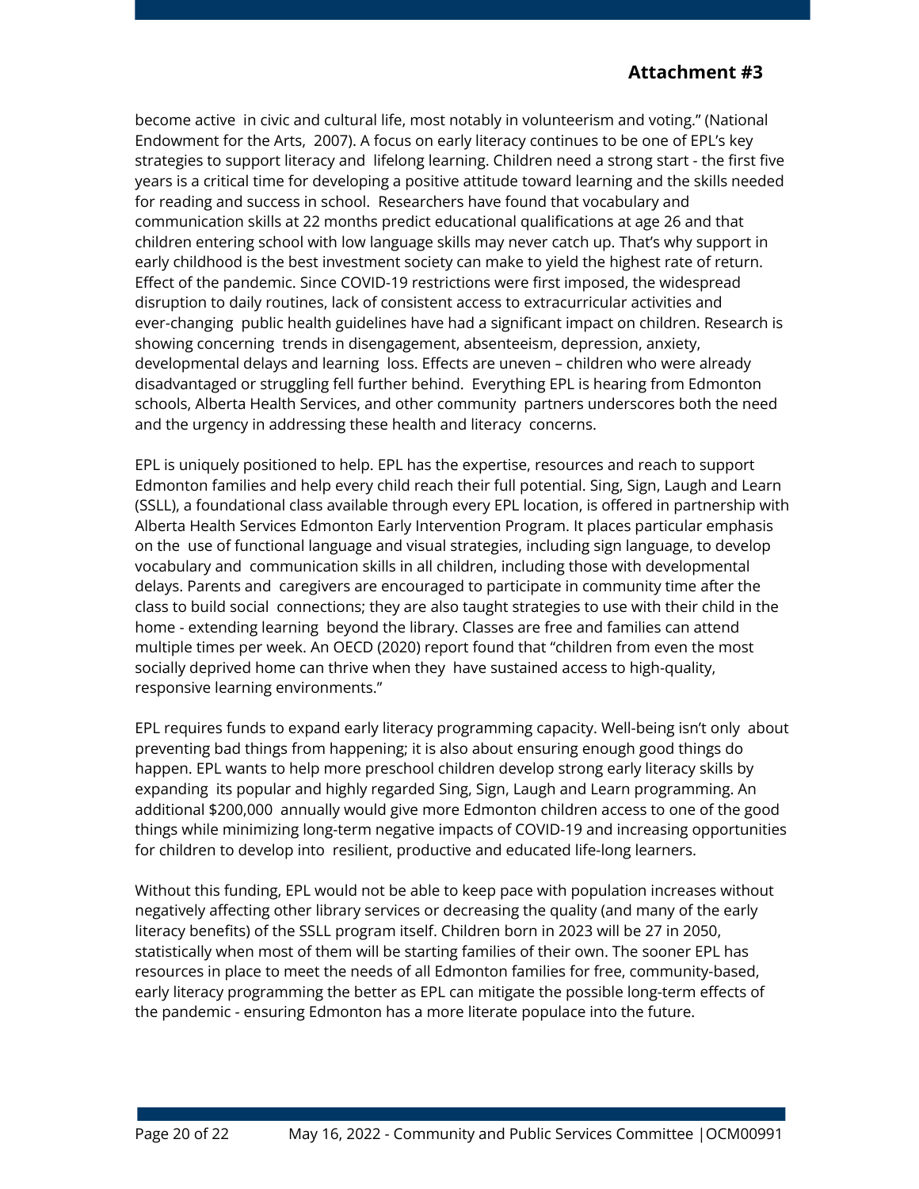**Attachment #3**

become active in civic and cultural life, most notably in volunteerism and voting." (National Endowment for the Arts, 2007). A focus on early literacy continues to be one of EPL's key strategies to support literacy and lifelong learning. Children need a strong start - the first five years is a critical time for developing a positive attitude toward learning and the skills needed for reading and success in school. Researchers have found that vocabulary and communication skills at 22 months predict educational qualifications at age 26 and that children entering school with low language skills may never catch up. That's why support in early childhood is the best investment society can make to yield the highest rate of return. Effect of the pandemic. Since COVID-19 restrictions were first imposed, the widespread disruption to daily routines, lack of consistent access to extracurricular activities and ever-changing public health guidelines have had a significant impact on children. Research is showing concerning trends in disengagement, absenteeism, depression, anxiety, developmental delays and learning loss. Effects are uneven – children who were already disadvantaged or struggling fell further behind. Everything EPL is hearing from Edmonton schools, Alberta Health Services, and other community partners underscores both the need and the urgency in addressing these health and literacy concerns.

EPL is uniquely positioned to help. EPL has the expertise, resources and reach to support Edmonton families and help every child reach their full potential. Sing, Sign, Laugh and Learn (SSLL), a foundational class available through every EPL location, is offered in partnership with Alberta Health Services Edmonton Early Intervention Program. It places particular emphasis on the use of functional language and visual strategies, including sign language, to develop vocabulary and communication skills in all children, including those with developmental delays. Parents and caregivers are encouraged to participate in community time after the class to build social connections; they are also taught strategies to use with their child in the home - extending learning beyond the library. Classes are free and families can attend multiple times per week. An OECD (2020) report found that "children from even the most socially deprived home can thrive when they have sustained access to high-quality, responsive learning environments."

EPL requires funds to expand early literacy programming capacity. Well-being isn't only about preventing bad things from happening; it is also about ensuring enough good things do happen. EPL wants to help more preschool children develop strong early literacy skills by expanding its popular and highly regarded Sing, Sign, Laugh and Learn programming. An additional $200,000 annually would give more Edmonton children access to one of the good things while minimizing long-term negative impacts of COVID-19 and increasing opportunities for children to develop into resilient, productive and educated life-long learners.

Without this funding, EPL would not be able to keep pace with population increases without negatively affecting other library services or decreasing the quality (and many of the early literacy benefits) of the SSLL program itself. Children born in 2023 will be 27 in 2050, statistically when most of them will be starting families of their own. The sooner EPL has resources in place to meet the needs of all Edmonton families for free, community-based, early literacy programming the better as EPL can mitigate the possible long-term effects of the pandemic - ensuring Edmonton has a more literate populace into the future.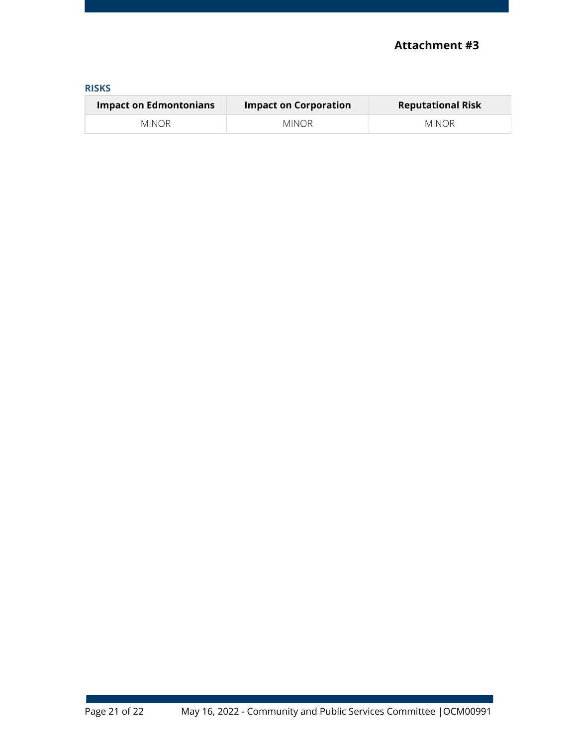**Attachment #3**

### RISKS

| Impact on Edmontonians | Impact on Corporation | Reputational Risk |
| --- | --- | --- |
| MINOR | MINOR | MINOR |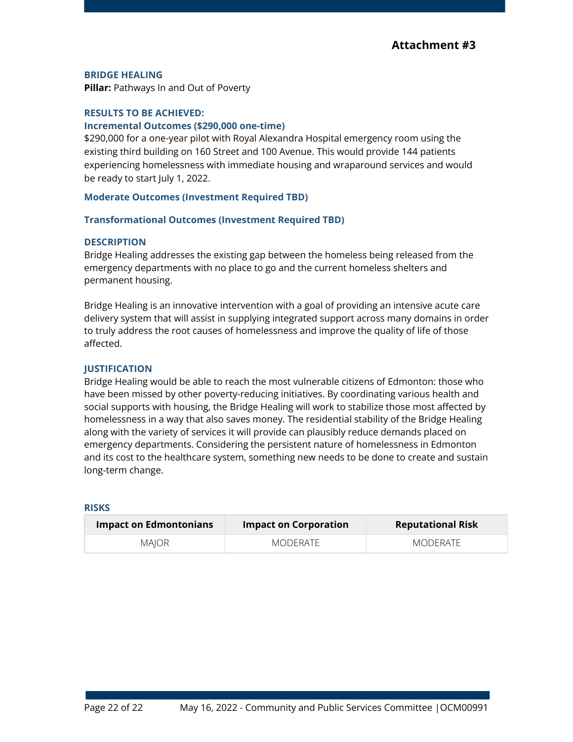**Attachment #3**

## BRIDGE HEALING

**Pillar:** Pathways In and Out of Poverty

### RESULTS TO BE ACHIEVED:

### Incremental Outcomes ($290,000 one-time)

$290,000 for a one-year pilot with Royal Alexandra Hospital emergency room using the existing third building on 160 Street and 100 Avenue. This would provide 144 patients experiencing homelessness with immediate housing and wraparound services and would be ready to start July 1, 2022.

### Moderate Outcomes (Investment Required TBD)

### Transformational Outcomes (Investment Required TBD)

### DESCRIPTION

Bridge Healing addresses the existing gap between the homeless being released from the emergency departments with no place to go and the current homeless shelters and permanent housing.

Bridge Healing is an innovative intervention with a goal of providing an intensive acute care delivery system that will assist in supplying integrated support across many domains in order to truly address the root causes of homelessness and improve the quality of life of those affected.

### JUSTIFICATION

Bridge Healing would be able to reach the most vulnerable citizens of Edmonton: those who have been missed by other poverty-reducing initiatives. By coordinating various health and social supports with housing, the Bridge Healing will work to stabilize those most affected by homelessness in a way that also saves money. The residential stability of the Bridge Healing along with the variety of services it will provide can plausibly reduce demands placed on emergency departments. Considering the persistent nature of homelessness in Edmonton and its cost to the healthcare system, something new needs to be done to create and sustain long-term change.

### RISKS

| Impact on Edmontonians | Impact on Corporation | Reputational Risk |
|---|---|---|
| MAJOR | MODERATE | MODERATE |